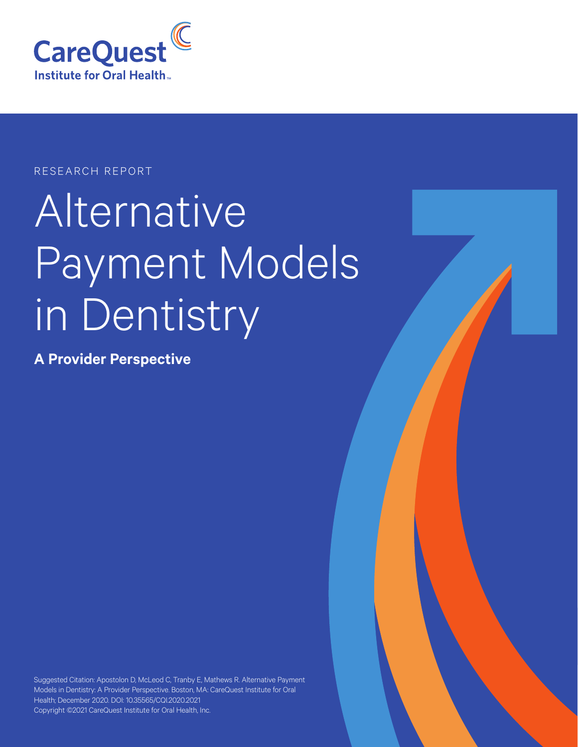CareQuest Institute for Oral Health™

RESEARCH REPORT

# Alternative Payment Models in Dentistry

**A Provider Perspective**

Suggested Citation: Apostolon D, McLeod C, Tranby E, Mathews R. Alternative Payment Models in Dentistry: A Provider Perspective. Boston, MA: CareQuest Institute for Oral Health; December 2020. DOI: 10.35565/CQI.2020.2021
Copyright ©2021 CareQuest Institute for Oral Health, Inc.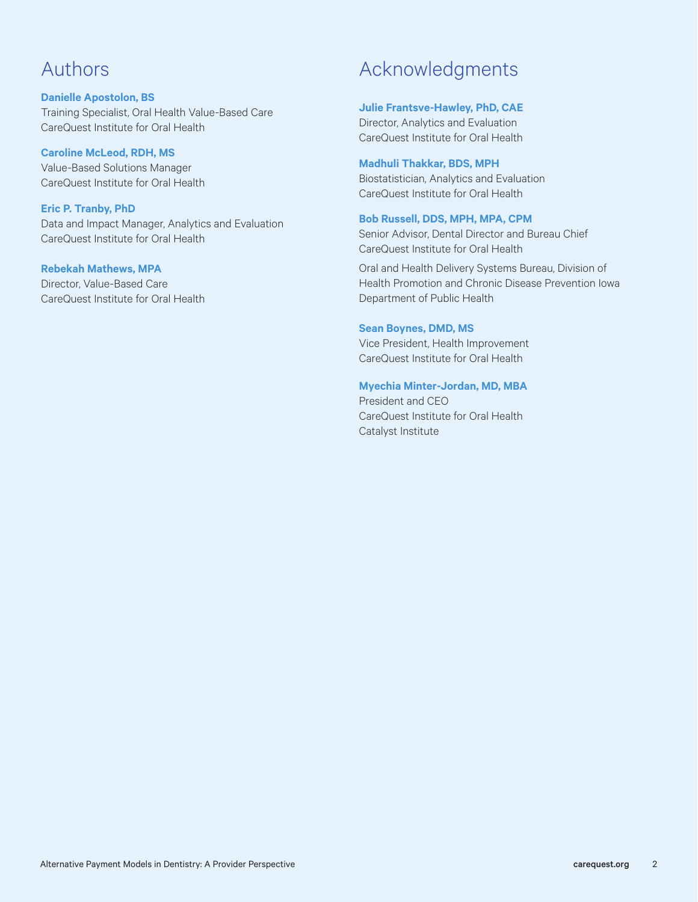## Authors

**Danielle Apostolon, BS**
Training Specialist, Oral Health Value-Based Care
CareQuest Institute for Oral Health

**Caroline McLeod, RDH, MS**
Value-Based Solutions Manager
CareQuest Institute for Oral Health

**Eric P. Tranby, PhD**
Data and Impact Manager, Analytics and Evaluation
CareQuest Institute for Oral Health

**Rebekah Mathews, MPA**
Director, Value-Based Care
CareQuest Institute for Oral Health

## Acknowledgments

**Julie Frantsve-Hawley, PhD, CAE**
Director, Analytics and Evaluation
CareQuest Institute for Oral Health

**Madhuli Thakkar, BDS, MPH**
Biostatistician, Analytics and Evaluation
CareQuest Institute for Oral Health

**Bob Russell, DDS, MPH, MPA, CPM**
Senior Advisor, Dental Director and Bureau Chief
CareQuest Institute for Oral Health

Oral and Health Delivery Systems Bureau, Division of Health Promotion and Chronic Disease Prevention Iowa Department of Public Health

**Sean Boynes, DMD, MS**
Vice President, Health Improvement
CareQuest Institute for Oral Health

**Myechia Minter-Jordan, MD, MBA**
President and CEO
CareQuest Institute for Oral Health
Catalyst Institute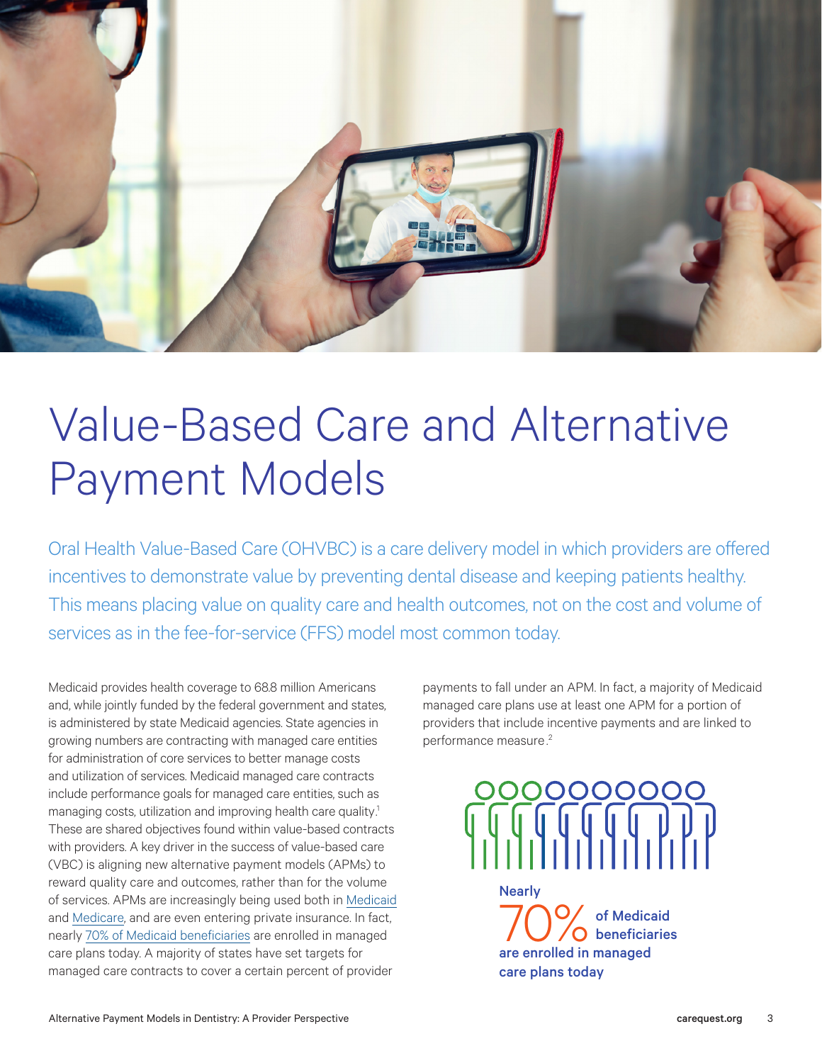# Value-Based Care and Alternative Payment Models

Oral Health Value-Based Care (OHVBC) is a care delivery model in which providers are offered incentives to demonstrate value by preventing dental disease and keeping patients healthy. This means placing value on quality care and health outcomes, not on the cost and volume of services as in the fee-for-service (FFS) model most common today.

Medicaid provides health coverage to 68.8 million Americans and, while jointly funded by the federal government and states, is administered by state Medicaid agencies. State agencies in growing numbers are contracting with managed care entities for administration of core services to better manage costs and utilization of services. Medicaid managed care contracts include performance goals for managed care entities, such as managing costs, utilization and improving health care quality.[1] These are shared objectives found within value-based contracts with providers. A key driver in the success of value-based care (VBC) is aligning new alternative payment models (APMs) to reward quality care and outcomes, rather than for the volume of services. APMs are increasingly being used both in Medicaid and Medicare, and are even entering private insurance. In fact, nearly 70% of Medicaid beneficiaries are enrolled in managed care plans today. A majority of states have set targets for managed care contracts to cover a certain percent of provider payments to fall under an APM. In fact, a majority of Medicaid managed care plans use at least one APM for a portion of providers that include incentive payments and are linked to performance measure.[2]

Nearly **70%** of Medicaid beneficiaries are enrolled in managed care plans today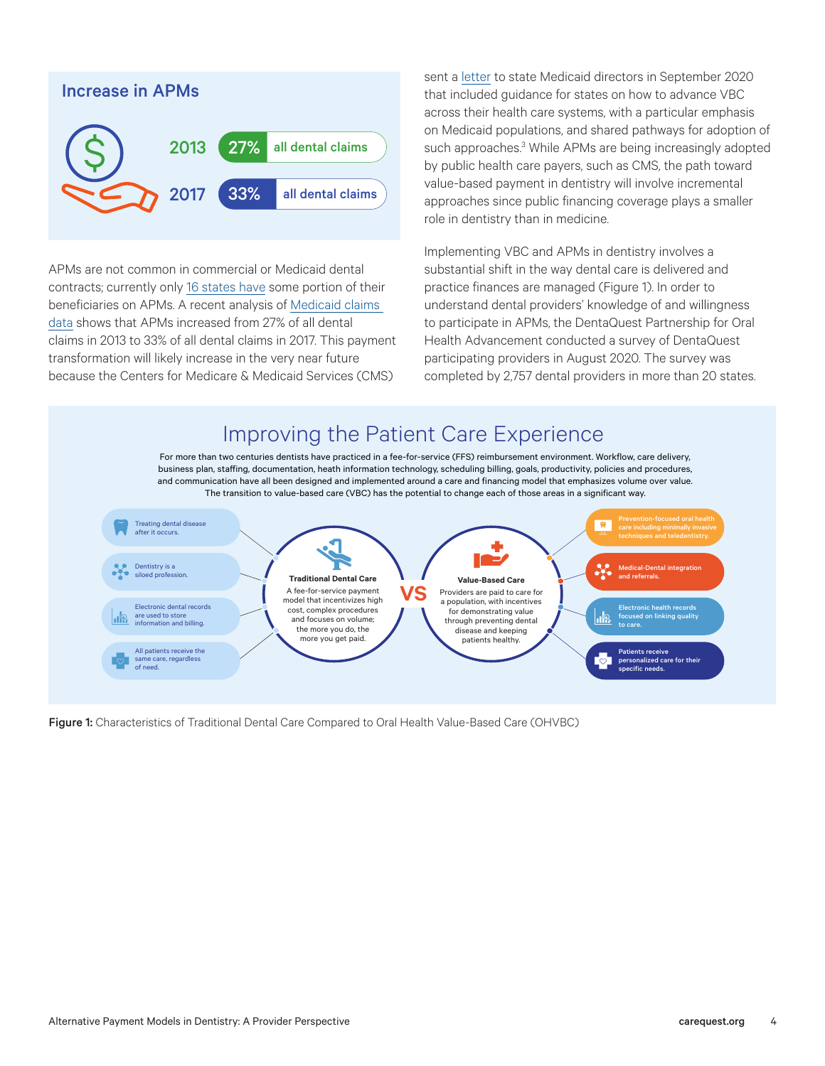## Increase in APMs

2013 — 27% all dental claims

2017 — 33% all dental claims

APMs are not common in commercial or Medicaid dental contracts; currently only 16 states have some portion of their beneficiaries on APMs. A recent analysis of Medicaid claims data shows that APMs increased from 27% of all dental claims in 2013 to 33% of all dental claims in 2017. This payment transformation will likely increase in the very near future because the Centers for Medicare & Medicaid Services (CMS) sent a letter to state Medicaid directors in September 2020 that included guidance for states on how to advance VBC across their health care systems, with a particular emphasis on Medicaid populations, and shared pathways for adoption of such approaches.[3] While APMs are being increasingly adopted by public health care payers, such as CMS, the path toward value-based payment in dentistry will involve incremental approaches since public financing coverage plays a smaller role in dentistry than in medicine.

Implementing VBC and APMs in dentistry involves a substantial shift in the way dental care is delivered and practice finances are managed (Figure 1). In order to understand dental providers' knowledge of and willingness to participate in APMs, the DentaQuest Partnership for Oral Health Advancement conducted a survey of DentaQuest participating providers in August 2020. The survey was completed by 2,757 dental providers in more than 20 states.

## Improving the Patient Care Experience

For more than two centuries dentists have practiced in a fee-for-service (FFS) reimbursement environment. Workflow, care delivery, business plan, staffing, documentation, heath information technology, scheduling billing, goals, productivity, policies and procedures, and communication have all been designed and implemented around a care and financing model that emphasizes volume over value. The transition to value-based care (VBC) has the potential to change each of those areas in a significant way.

**Traditional Dental Care**
A fee-for-service payment model that incentivizes high cost, complex procedures and focuses on volume; the more you do, the more you get paid.

- Treating dental disease after it occurs.
- Dentistry is a siloed profession.
- Electronic dental records are used to store information and billing.
- All patients receive the same care, regardless of need.

**VS**

**Value-Based Care**
Providers are paid to care for a population, with incentives for demonstrating value through preventing dental disease and keeping patients healthy.

- Prevention-focused oral health care including minimally invasive techniques and teledentistry.
- Medical-Dental integration and referrals.
- Electronic health records focused on linking quality to care.
- Patients receive personalized care for their specific needs.

**Figure 1:** Characteristics of Traditional Dental Care Compared to Oral Health Value-Based Care (OHVBC)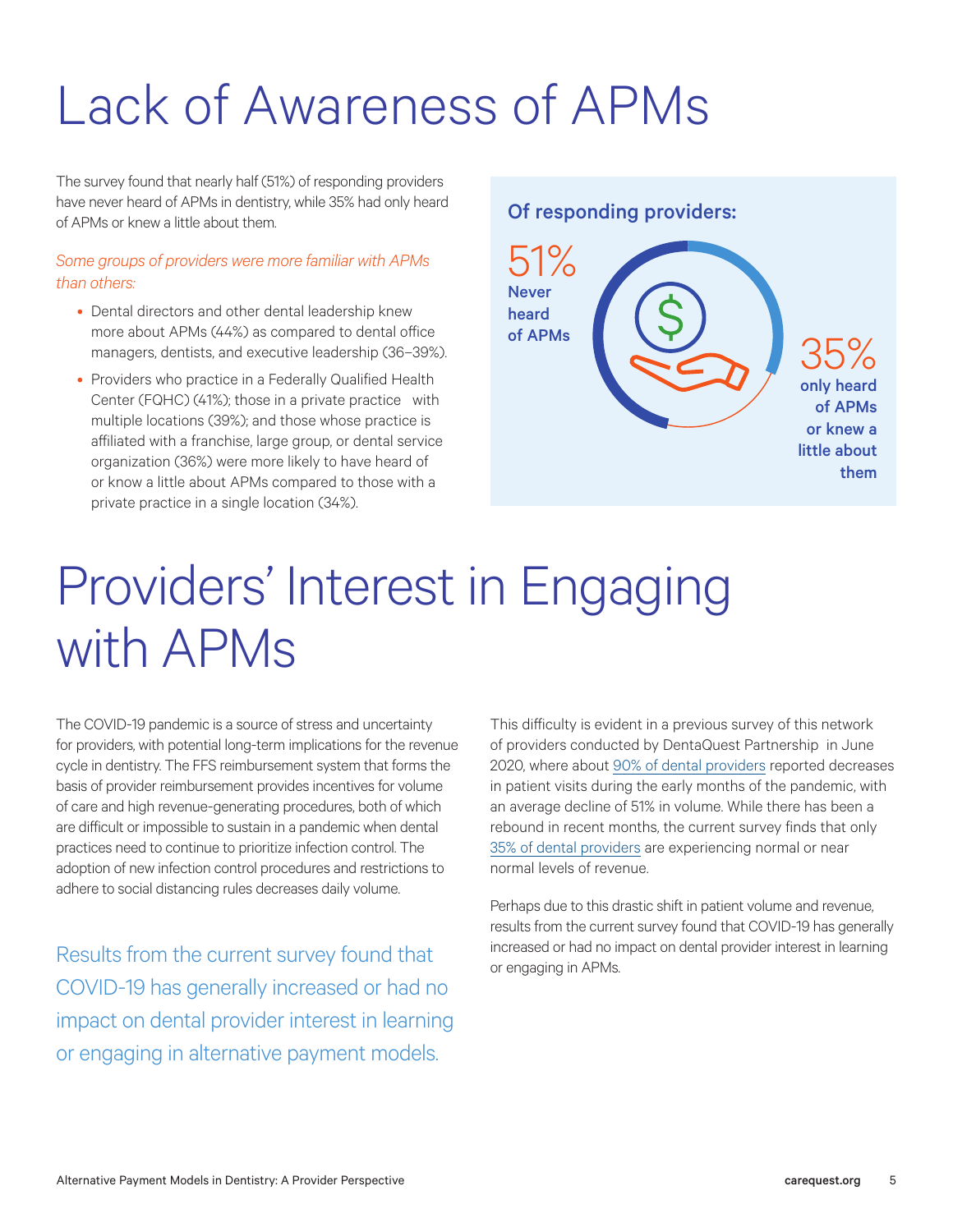# Lack of Awareness of APMs

The survey found that nearly half (51%) of responding providers have never heard of APMs in dentistry, while 35% had only heard of APMs or knew a little about them.

*Some groups of providers were more familiar with APMs than others:*

- Dental directors and other dental leadership knew more about APMs (44%) as compared to dental office managers, dentists, and executive leadership (36–39%).
- Providers who practice in a Federally Qualified Health Center (FQHC) (41%); those in a private practice with multiple locations (39%); and those whose practice is affiliated with a franchise, large group, or dental service organization (36%) were more likely to have heard of or know a little about APMs compared to those with a private practice in a single location (34%).

**Of responding providers:**

**51%** Never heard of APMs

**35%** only heard of APMs or knew a little about them

# Providers' Interest in Engaging with APMs

The COVID-19 pandemic is a source of stress and uncertainty for providers, with potential long-term implications for the revenue cycle in dentistry. The FFS reimbursement system that forms the basis of provider reimbursement provides incentives for volume of care and high revenue-generating procedures, both of which are difficult or impossible to sustain in a pandemic when dental practices need to continue to prioritize infection control. The adoption of new infection control procedures and restrictions to adhere to social distancing rules decreases daily volume.

> Results from the current survey found that COVID-19 has generally increased or had no impact on dental provider interest in learning or engaging in alternative payment models.

This difficulty is evident in a previous survey of this network of providers conducted by DentaQuest Partnership in June 2020, where about 90% of dental providers reported decreases in patient visits during the early months of the pandemic, with an average decline of 51% in volume. While there has been a rebound in recent months, the current survey finds that only 35% of dental providers are experiencing normal or near normal levels of revenue.

Perhaps due to this drastic shift in patient volume and revenue, results from the current survey found that COVID-19 has generally increased or had no impact on dental provider interest in learning or engaging in APMs.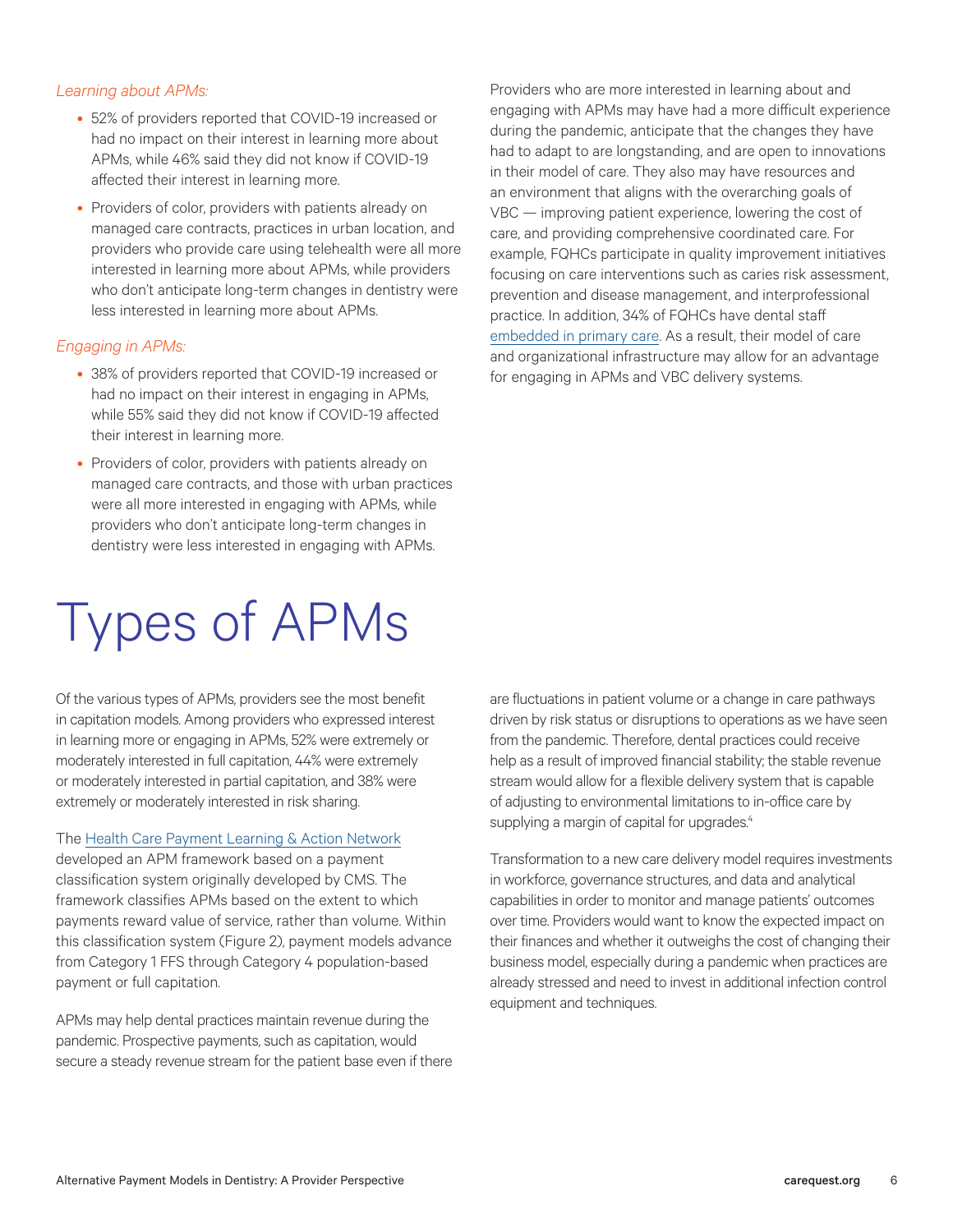*Learning about APMs:*

- 52% of providers reported that COVID-19 increased or had no impact on their interest in learning more about APMs, while 46% said they did not know if COVID-19 affected their interest in learning more.
- Providers of color, providers with patients already on managed care contracts, practices in urban location, and providers who provide care using telehealth were all more interested in learning more about APMs, while providers who don't anticipate long-term changes in dentistry were less interested in learning more about APMs.

*Engaging in APMs:*

- 38% of providers reported that COVID-19 increased or had no impact on their interest in engaging in APMs, while 55% said they did not know if COVID-19 affected their interest in learning more.
- Providers of color, providers with patients already on managed care contracts, and those with urban practices were all more interested in engaging with APMs, while providers who don't anticipate long-term changes in dentistry were less interested in engaging with APMs.

Providers who are more interested in learning about and engaging with APMs may have had a more difficult experience during the pandemic, anticipate that the changes they have had to adapt to are longstanding, and are open to innovations in their model of care. They also may have resources and an environment that aligns with the overarching goals of VBC — improving patient experience, lowering the cost of care, and providing comprehensive coordinated care. For example, FQHCs participate in quality improvement initiatives focusing on care interventions such as caries risk assessment, prevention and disease management, and interprofessional practice. In addition, 34% of FQHCs have dental staff embedded in primary care. As a result, their model of care and organizational infrastructure may allow for an advantage for engaging in APMs and VBC delivery systems.

# Types of APMs

Of the various types of APMs, providers see the most benefit in capitation models. Among providers who expressed interest in learning more or engaging in APMs, 52% were extremely or moderately interested in full capitation, 44% were extremely or moderately interested in partial capitation, and 38% were extremely or moderately interested in risk sharing.

The Health Care Payment Learning & Action Network developed an APM framework based on a payment classification system originally developed by CMS. The framework classifies APMs based on the extent to which payments reward value of service, rather than volume. Within this classification system (Figure 2), payment models advance from Category 1 FFS through Category 4 population-based payment or full capitation.

APMs may help dental practices maintain revenue during the pandemic. Prospective payments, such as capitation, would secure a steady revenue stream for the patient base even if there are fluctuations in patient volume or a change in care pathways driven by risk status or disruptions to operations as we have seen from the pandemic. Therefore, dental practices could receive help as a result of improved financial stability; the stable revenue stream would allow for a flexible delivery system that is capable of adjusting to environmental limitations to in-office care by supplying a margin of capital for upgrades.[4]

Transformation to a new care delivery model requires investments in workforce, governance structures, and data and analytical capabilities in order to monitor and manage patients' outcomes over time. Providers would want to know the expected impact on their finances and whether it outweighs the cost of changing their business model, especially during a pandemic when practices are already stressed and need to invest in additional infection control equipment and techniques.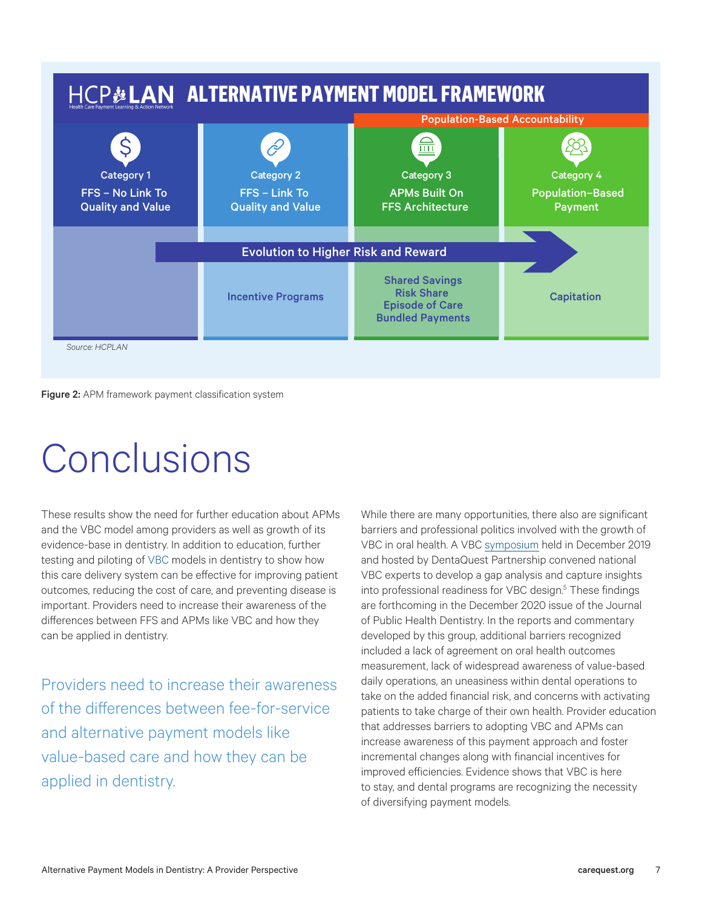**HCP LAN** (Health Care Payment Learning & Action Network) **ALTERNATIVE PAYMENT MODEL FRAMEWORK**

| Category 1 | Category 2 | Category 3 | Category 4 |
|---|---|---|---|
| | | Population-Based Accountability | Population-Based Accountability |
| FFS – No Link To Quality and Value | FFS – Link To Quality and Value | APMs Built On FFS Architecture | Population–Based Payment |
| | Incentive Programs | Shared Savings<br>Risk Share<br>Episode of Care<br>Bundled Payments | Capitation |

Evolution to Higher Risk and Reward

*Source: HCPLAN*

**Figure 2:** APM framework payment classification system

# Conclusions

These results show the need for further education about APMs and the VBC model among providers as well as growth of its evidence-base in dentistry. In addition to education, further testing and piloting of VBC models in dentistry to show how this care delivery system can be effective for improving patient outcomes, reducing the cost of care, and preventing disease is important. Providers need to increase their awareness of the differences between FFS and APMs like VBC and how they can be applied in dentistry.

> Providers need to increase their awareness of the differences between fee-for-service and alternative payment models like value-based care and how they can be applied in dentistry.

While there are many opportunities, there also are significant barriers and professional politics involved with the growth of VBC in oral health. A VBC symposium held in December 2019 and hosted by DentaQuest Partnership convened national VBC experts to develop a gap analysis and capture insights into professional readiness for VBC design.[5] These findings are forthcoming in the December 2020 issue of the Journal of Public Health Dentistry. In the reports and commentary developed by this group, additional barriers recognized included a lack of agreement on oral health outcomes measurement, lack of widespread awareness of value-based daily operations, an uneasiness within dental operations to take on the added financial risk, and concerns with activating patients to take charge of their own health. Provider education that addresses barriers to adopting VBC and APMs can increase awareness of this payment approach and foster incremental changes along with financial incentives for improved efficiencies. Evidence shows that VBC is here to stay, and dental programs are recognizing the necessity of diversifying payment models.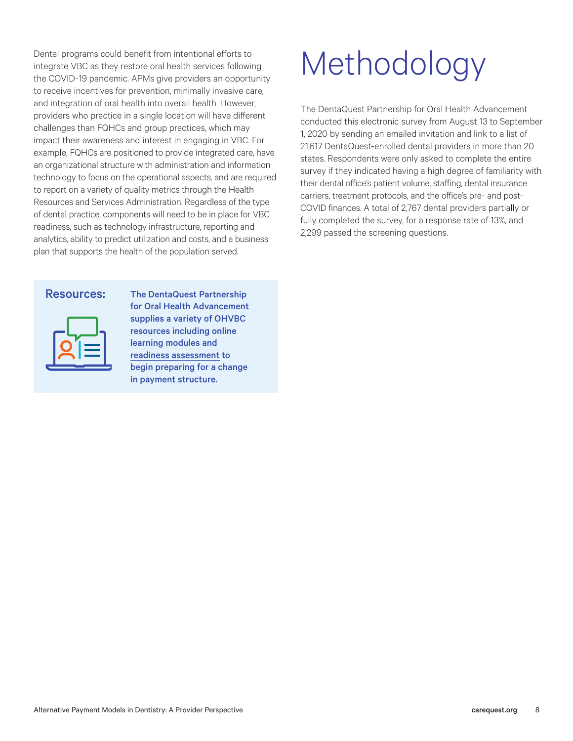Dental programs could benefit from intentional efforts to integrate VBC as they restore oral health services following the COVID-19 pandemic. APMs give providers an opportunity to receive incentives for prevention, minimally invasive care, and integration of oral health into overall health. However, providers who practice in a single location will have different challenges than FQHCs and group practices, which may impact their awareness and interest in engaging in VBC. For example, FQHCs are positioned to provide integrated care, have an organizational structure with administration and information technology to focus on the operational aspects, and are required to report on a variety of quality metrics through the Health Resources and Services Administration. Regardless of the type of dental practice, components will need to be in place for VBC readiness, such as technology infrastructure, reporting and analytics, ability to predict utilization and costs, and a business plan that supports the health of the population served.

**Resources:**

**The DentaQuest Partnership for Oral Health Advancement supplies a variety of OHVBC resources including online learning modules and readiness assessment to begin preparing for a change in payment structure.**

# Methodology

The DentaQuest Partnership for Oral Health Advancement conducted this electronic survey from August 13 to September 1, 2020 by sending an emailed invitation and link to a list of 21,617 DentaQuest-enrolled dental providers in more than 20 states. Respondents were only asked to complete the entire survey if they indicated having a high degree of familiarity with their dental office's patient volume, staffing, dental insurance carriers, treatment protocols, and the office's pre- and post-COVID finances. A total of 2,767 dental providers partially or fully completed the survey, for a response rate of 13%, and 2,299 passed the screening questions.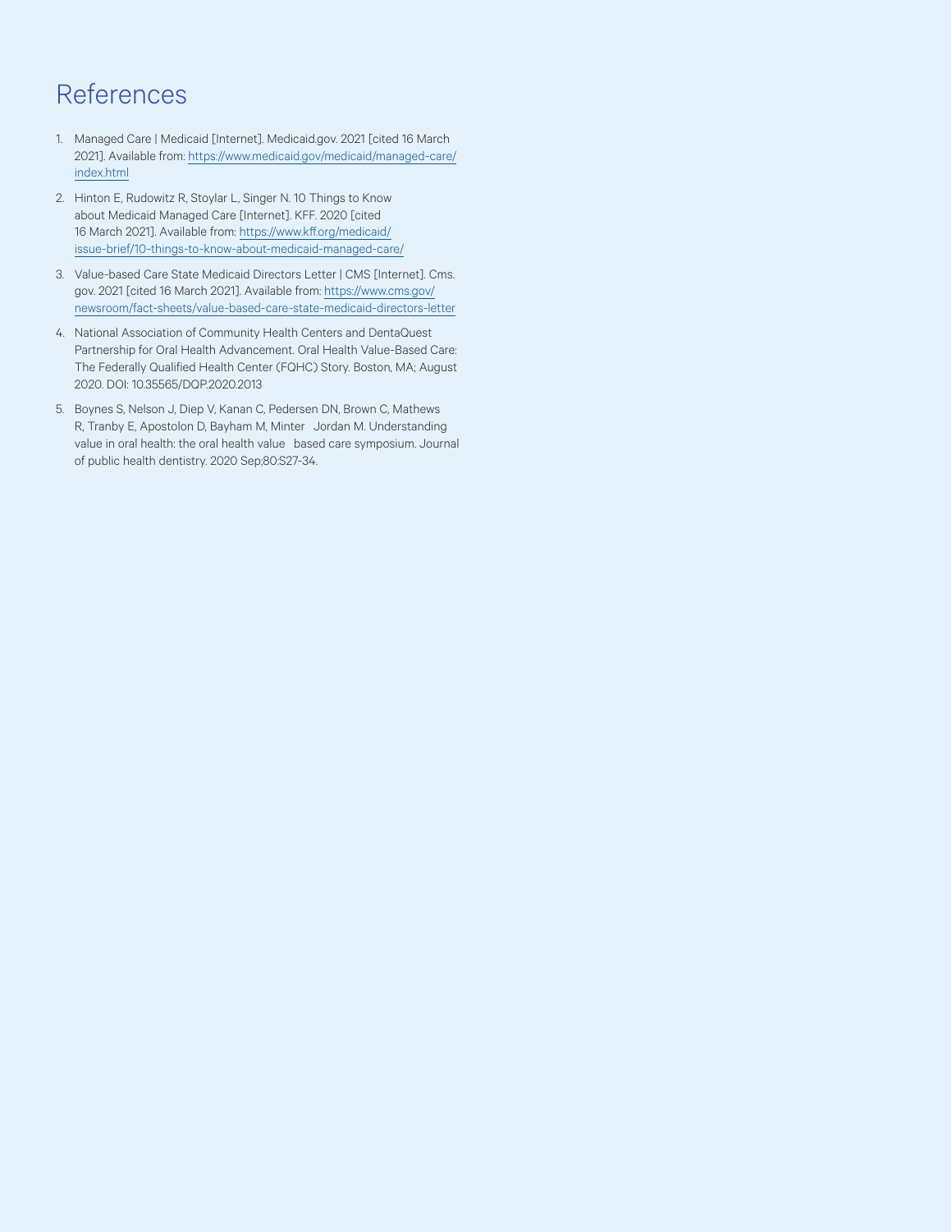# References

1. Managed Care | Medicaid [Internet]. Medicaid.gov. 2021 [cited 16 March 2021]. Available from: https://www.medicaid.gov/medicaid/managed-care/index.html
2. Hinton E, Rudowitz R, Stoylar L, Singer N. 10 Things to Know about Medicaid Managed Care [Internet]. KFF. 2020 [cited 16 March 2021]. Available from: https://www.kff.org/medicaid/issue-brief/10-things-to-know-about-medicaid-managed-care/
3. Value-based Care State Medicaid Directors Letter | CMS [Internet]. Cms.gov. 2021 [cited 16 March 2021]. Available from: https://www.cms.gov/newsroom/fact-sheets/value-based-care-state-medicaid-directors-letter
4. National Association of Community Health Centers and DentaQuest Partnership for Oral Health Advancement. Oral Health Value-Based Care: The Federally Qualified Health Center (FQHC) Story. Boston, MA; August 2020. DOI: 10.35565/DQP.2020.2013
5. Boynes S, Nelson J, Diep V, Kanan C, Pedersen DN, Brown C, Mathews R, Tranby E, Apostolon D, Bayham M, Minter Jordan M. Understanding value in oral health: the oral health value based care symposium. Journal of public health dentistry. 2020 Sep;80:S27-34.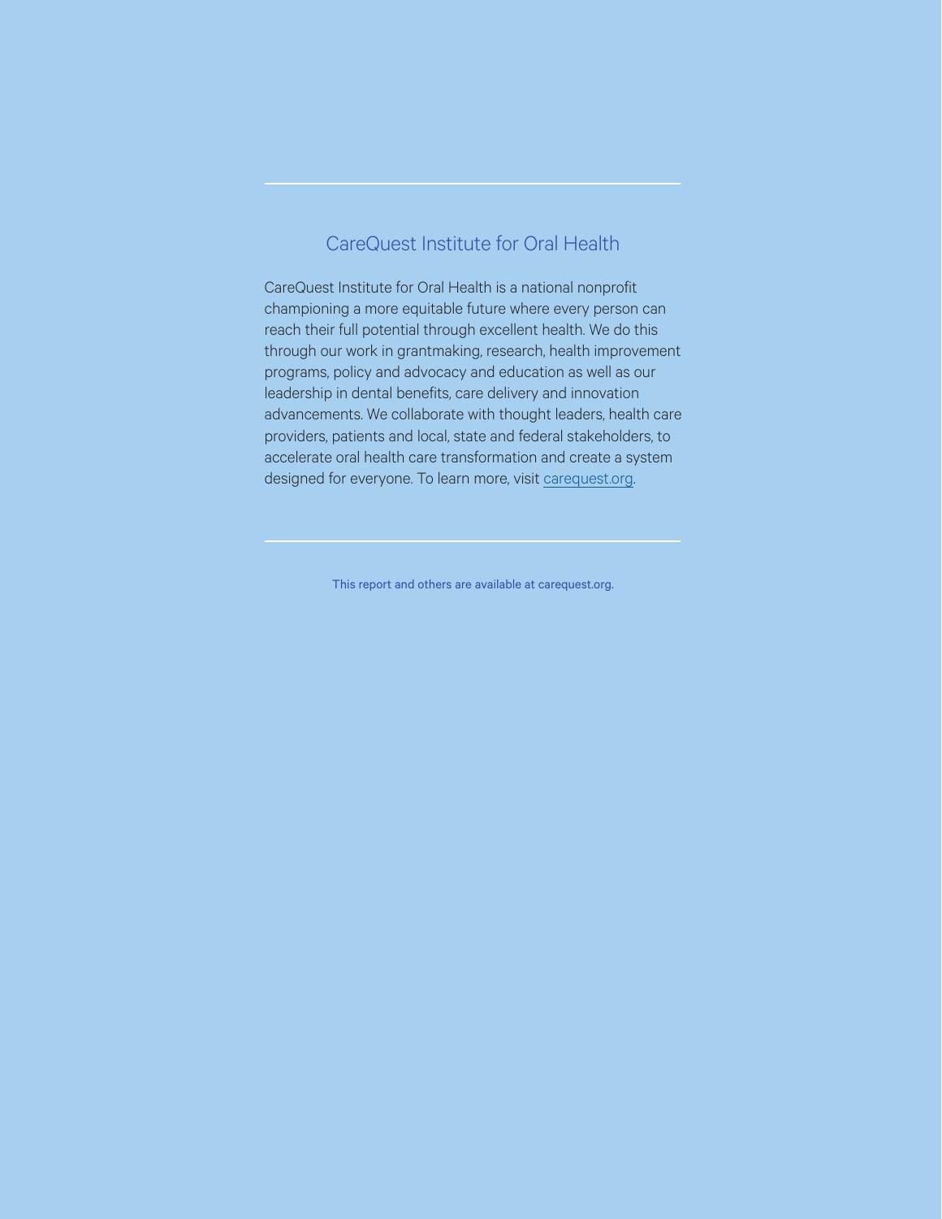## CareQuest Institute for Oral Health

CareQuest Institute for Oral Health is a national nonprofit championing a more equitable future where every person can reach their full potential through excellent health. We do this through our work in grantmaking, research, health improvement programs, policy and advocacy and education as well as our leadership in dental benefits, care delivery and innovation advancements. We collaborate with thought leaders, health care providers, patients and local, state and federal stakeholders, to accelerate oral health care transformation and create a system designed for everyone. To learn more, visit carequest.org.

This report and others are available at carequest.org.